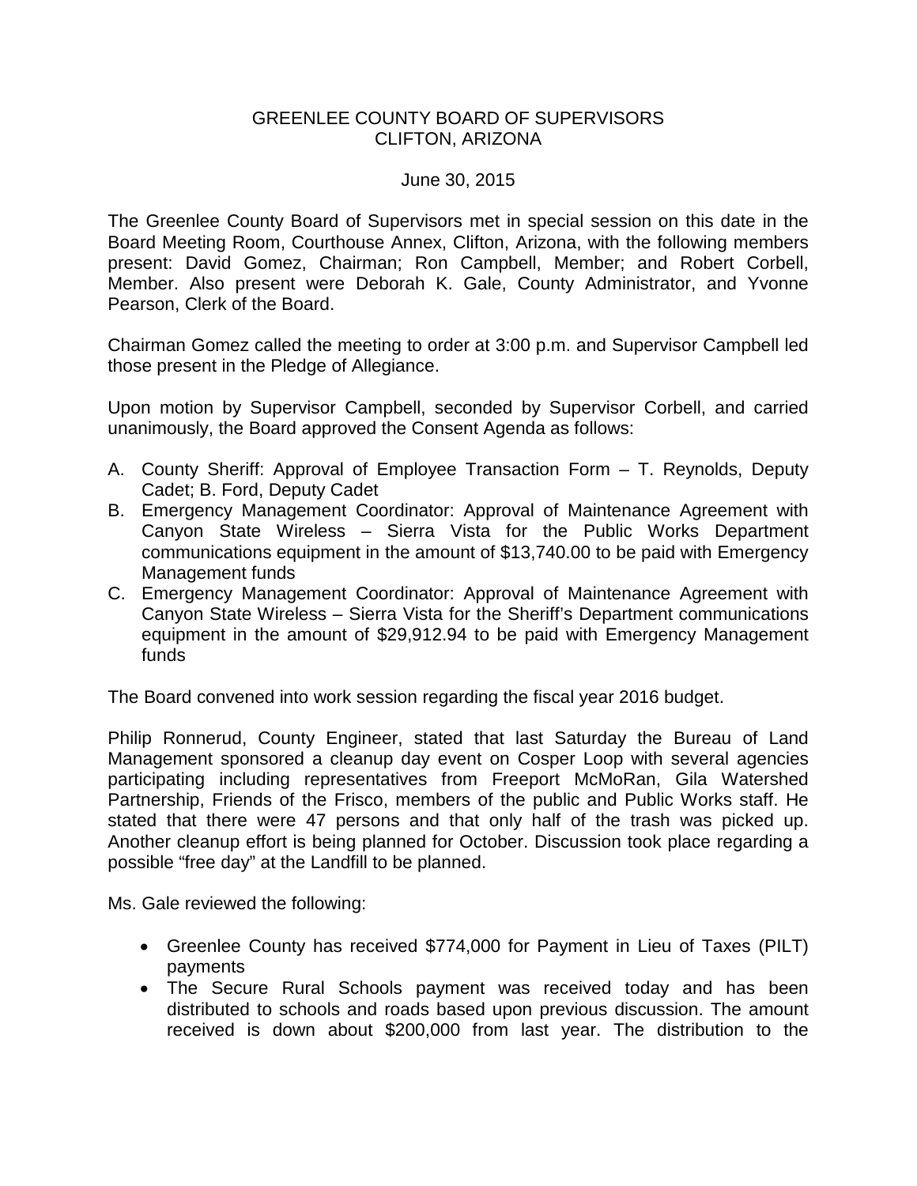# GREENLEE COUNTY BOARD OF SUPERVISORS
## CLIFTON, ARIZONA

June 30, 2015

The Greenlee County Board of Supervisors met in special session on this date in the Board Meeting Room, Courthouse Annex, Clifton, Arizona, with the following members present: David Gomez, Chairman; Ron Campbell, Member; and Robert Corbell, Member. Also present were Deborah K. Gale, County Administrator, and Yvonne Pearson, Clerk of the Board.

Chairman Gomez called the meeting to order at 3:00 p.m. and Supervisor Campbell led those present in the Pledge of Allegiance.

Upon motion by Supervisor Campbell, seconded by Supervisor Corbell, and carried unanimously, the Board approved the Consent Agenda as follows:

A. County Sheriff: Approval of Employee Transaction Form – T. Reynolds, Deputy Cadet; B. Ford, Deputy Cadet
B. Emergency Management Coordinator: Approval of Maintenance Agreement with Canyon State Wireless – Sierra Vista for the Public Works Department communications equipment in the amount of $13,740.00 to be paid with Emergency Management funds
C. Emergency Management Coordinator: Approval of Maintenance Agreement with Canyon State Wireless – Sierra Vista for the Sheriff's Department communications equipment in the amount of $29,912.94 to be paid with Emergency Management funds

The Board convened into work session regarding the fiscal year 2016 budget.

Philip Ronnerud, County Engineer, stated that last Saturday the Bureau of Land Management sponsored a cleanup day event on Cosper Loop with several agencies participating including representatives from Freeport McMoRan, Gila Watershed Partnership, Friends of the Frisco, members of the public and Public Works staff. He stated that there were 47 persons and that only half of the trash was picked up. Another cleanup effort is being planned for October. Discussion took place regarding a possible "free day" at the Landfill to be planned.

Ms. Gale reviewed the following:

- Greenlee County has received $774,000 for Payment in Lieu of Taxes (PILT) payments
- The Secure Rural Schools payment was received today and has been distributed to schools and roads based upon previous discussion. The amount received is down about $200,000 from last year. The distribution to the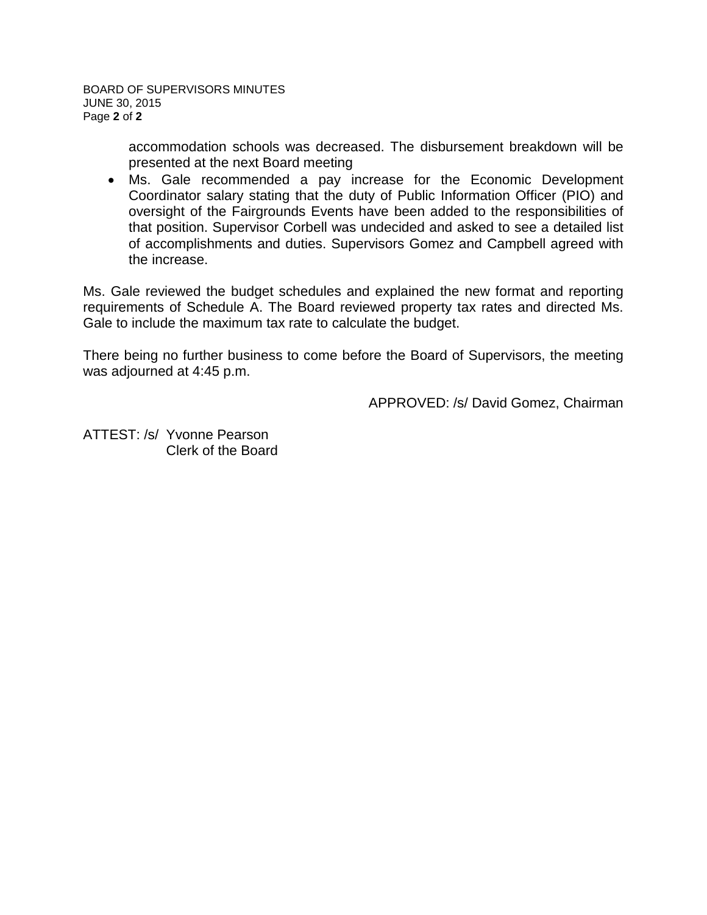accommodation schools was decreased. The disbursement breakdown will be presented at the next Board meeting

- Ms. Gale recommended a pay increase for the Economic Development Coordinator salary stating that the duty of Public Information Officer (PIO) and oversight of the Fairgrounds Events have been added to the responsibilities of that position. Supervisor Corbell was undecided and asked to see a detailed list of accomplishments and duties. Supervisors Gomez and Campbell agreed with the increase.

Ms. Gale reviewed the budget schedules and explained the new format and reporting requirements of Schedule A. The Board reviewed property tax rates and directed Ms. Gale to include the maximum tax rate to calculate the budget.

There being no further business to come before the Board of Supervisors, the meeting was adjourned at 4:45 p.m.

APPROVED: /s/ David Gomez, Chairman

ATTEST: /s/ Yvonne Pearson
Clerk of the Board